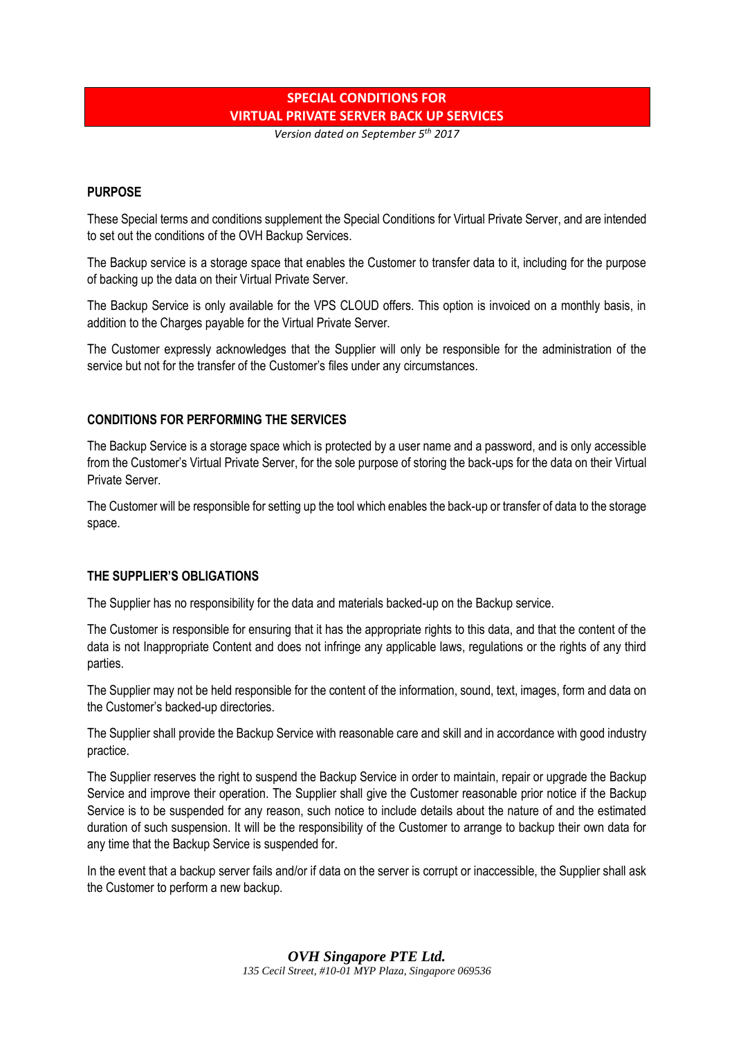# SPECIAL CONDITIONS FOR VIRTUAL PRIVATE SERVER BACK UP SERVICES

*Version dated on September 5th 2017*

## PURPOSE

These Special terms and conditions supplement the Special Conditions for Virtual Private Server, and are intended to set out the conditions of the OVH Backup Services.

The Backup service is a storage space that enables the Customer to transfer data to it, including for the purpose of backing up the data on their Virtual Private Server.

The Backup Service is only available for the VPS CLOUD offers. This option is invoiced on a monthly basis, in addition to the Charges payable for the Virtual Private Server.

The Customer expressly acknowledges that the Supplier will only be responsible for the administration of the service but not for the transfer of the Customer's files under any circumstances.

## CONDITIONS FOR PERFORMING THE SERVICES

The Backup Service is a storage space which is protected by a user name and a password, and is only accessible from the Customer's Virtual Private Server, for the sole purpose of storing the back-ups for the data on their Virtual Private Server.

The Customer will be responsible for setting up the tool which enables the back-up or transfer of data to the storage space.

## THE SUPPLIER'S OBLIGATIONS

The Supplier has no responsibility for the data and materials backed-up on the Backup service.

The Customer is responsible for ensuring that it has the appropriate rights to this data, and that the content of the data is not Inappropriate Content and does not infringe any applicable laws, regulations or the rights of any third parties.

The Supplier may not be held responsible for the content of the information, sound, text, images, form and data on the Customer's backed-up directories.

The Supplier shall provide the Backup Service with reasonable care and skill and in accordance with good industry practice.

The Supplier reserves the right to suspend the Backup Service in order to maintain, repair or upgrade the Backup Service and improve their operation. The Supplier shall give the Customer reasonable prior notice if the Backup Service is to be suspended for any reason, such notice to include details about the nature of and the estimated duration of such suspension. It will be the responsibility of the Customer to arrange to backup their own data for any time that the Backup Service is suspended for.

In the event that a backup server fails and/or if data on the server is corrupt or inaccessible, the Supplier shall ask the Customer to perform a new backup.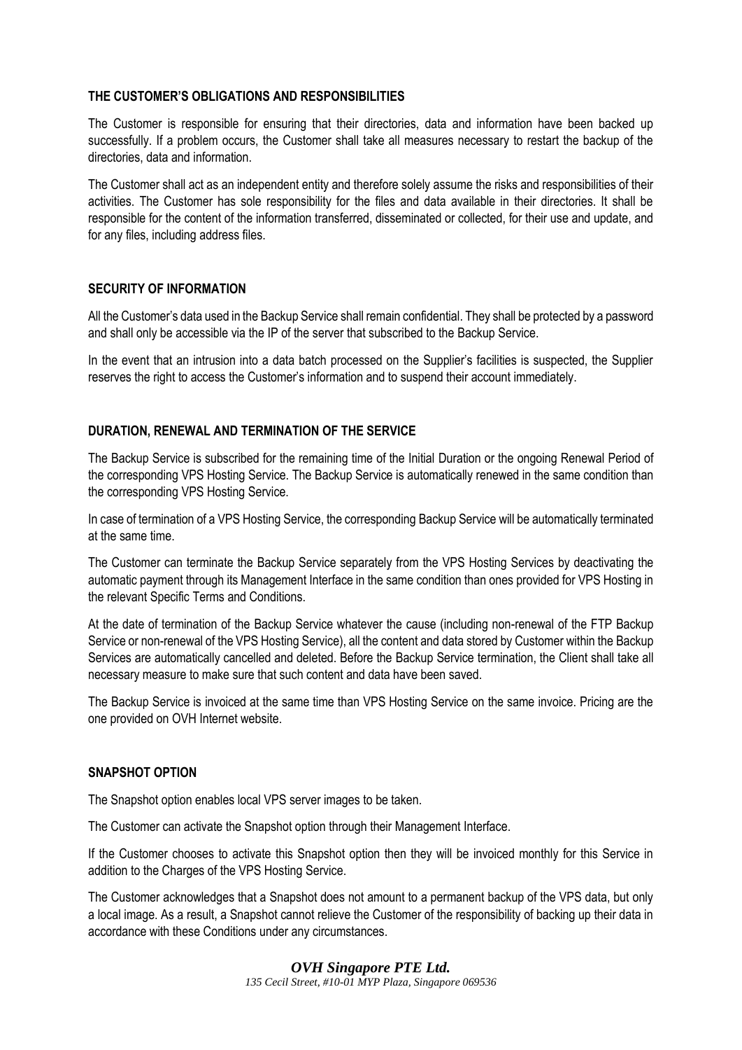**THE CUSTOMER'S OBLIGATIONS AND RESPONSIBILITIES**

The Customer is responsible for ensuring that their directories, data and information have been backed up successfully. If a problem occurs, the Customer shall take all measures necessary to restart the backup of the directories, data and information.

The Customer shall act as an independent entity and therefore solely assume the risks and responsibilities of their activities. The Customer has sole responsibility for the files and data available in their directories. It shall be responsible for the content of the information transferred, disseminated or collected, for their use and update, and for any files, including address files.

**SECURITY OF INFORMATION**

All the Customer's data used in the Backup Service shall remain confidential. They shall be protected by a password and shall only be accessible via the IP of the server that subscribed to the Backup Service.

In the event that an intrusion into a data batch processed on the Supplier's facilities is suspected, the Supplier reserves the right to access the Customer's information and to suspend their account immediately.

**DURATION, RENEWAL AND TERMINATION OF THE SERVICE**

The Backup Service is subscribed for the remaining time of the Initial Duration or the ongoing Renewal Period of the corresponding VPS Hosting Service. The Backup Service is automatically renewed in the same condition than the corresponding VPS Hosting Service.

In case of termination of a VPS Hosting Service, the corresponding Backup Service will be automatically terminated at the same time.

The Customer can terminate the Backup Service separately from the VPS Hosting Services by deactivating the automatic payment through its Management Interface in the same condition than ones provided for VPS Hosting in the relevant Specific Terms and Conditions.

At the date of termination of the Backup Service whatever the cause (including non-renewal of the FTP Backup Service or non-renewal of the VPS Hosting Service), all the content and data stored by Customer within the Backup Services are automatically cancelled and deleted. Before the Backup Service termination, the Client shall take all necessary measure to make sure that such content and data have been saved.

The Backup Service is invoiced at the same time than VPS Hosting Service on the same invoice. Pricing are the one provided on OVH Internet website.

**SNAPSHOT OPTION**

The Snapshot option enables local VPS server images to be taken.

The Customer can activate the Snapshot option through their Management Interface.

If the Customer chooses to activate this Snapshot option then they will be invoiced monthly for this Service in addition to the Charges of the VPS Hosting Service.

The Customer acknowledges that a Snapshot does not amount to a permanent backup of the VPS data, but only a local image. As a result, a Snapshot cannot relieve the Customer of the responsibility of backing up their data in accordance with these Conditions under any circumstances.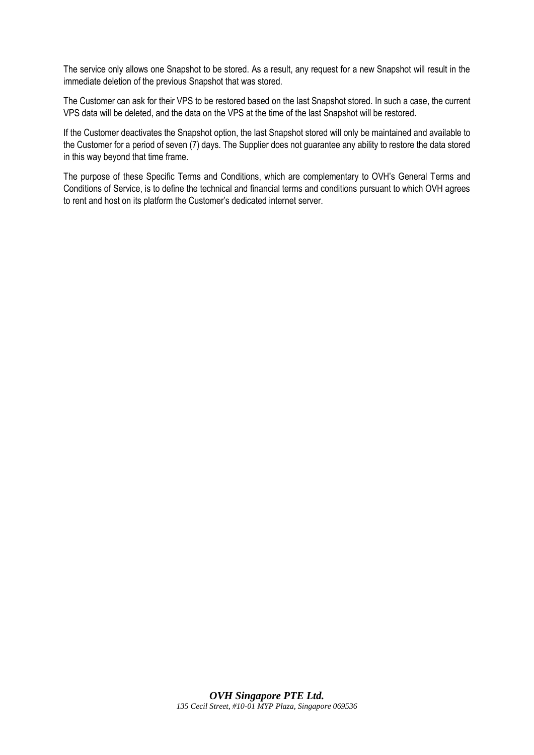The service only allows one Snapshot to be stored. As a result, any request for a new Snapshot will result in the immediate deletion of the previous Snapshot that was stored.

The Customer can ask for their VPS to be restored based on the last Snapshot stored. In such a case, the current VPS data will be deleted, and the data on the VPS at the time of the last Snapshot will be restored.

If the Customer deactivates the Snapshot option, the last Snapshot stored will only be maintained and available to the Customer for a period of seven (7) days. The Supplier does not guarantee any ability to restore the data stored in this way beyond that time frame.

The purpose of these Specific Terms and Conditions, which are complementary to OVH's General Terms and Conditions of Service, is to define the technical and financial terms and conditions pursuant to which OVH agrees to rent and host on its platform the Customer's dedicated internet server.